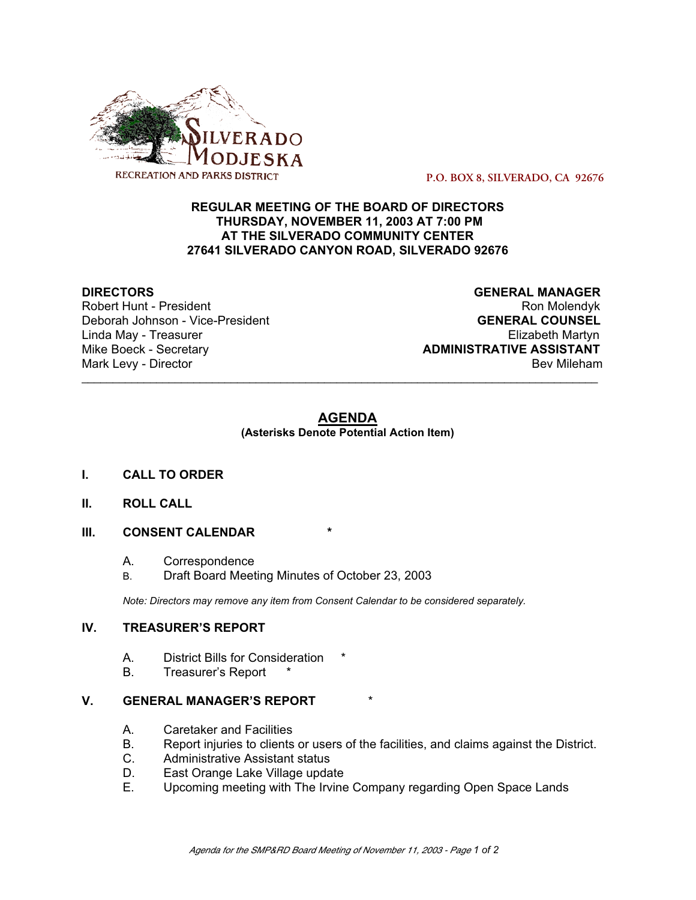SILVERADO MODJESKA RECREATION AND PARKS DISTRICT

P.O. BOX 8, SILVERADO, CA 92676

**REGULAR MEETING OF THE BOARD OF DIRECTORS**
**THURSDAY, NOVEMBER 11, 2003 AT 7:00 PM**
**AT THE SILVERADO COMMUNITY CENTER**
**27641 SILVERADO CANYON ROAD, SILVERADO 92676**

**DIRECTORS**
Robert Hunt - President
Deborah Johnson - Vice-President
Linda May - Treasurer
Mike Boeck - Secretary
Mark Levy - Director

**GENERAL MANAGER**
Ron Molendyk
**GENERAL COUNSEL**
Elizabeth Martyn
**ADMINISTRATIVE ASSISTANT**
Bev Mileham

---

# AGENDA

**(Asterisks Denote Potential Action Item)**

**I. CALL TO ORDER**

**II. ROLL CALL**

**III. CONSENT CALENDAR** *

A. Correspondence
B. Draft Board Meeting Minutes of October 23, 2003

*Note: Directors may remove any item from Consent Calendar to be considered separately.*

**IV. TREASURER'S REPORT**

A. District Bills for Consideration *
B. Treasurer's Report *

**V. GENERAL MANAGER'S REPORT** *

A. Caretaker and Facilities
B. Report injuries to clients or users of the facilities, and claims against the District.
C. Administrative Assistant status
D. East Orange Lake Village update
E. Upcoming meeting with The Irvine Company regarding Open Space Lands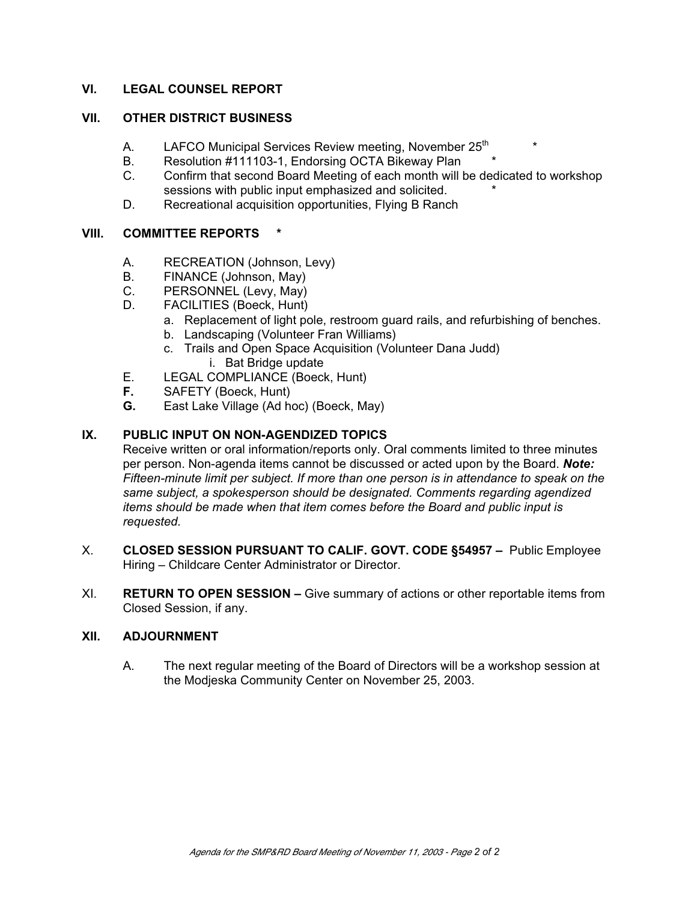**VI. LEGAL COUNSEL REPORT**

**VII. OTHER DISTRICT BUSINESS**

- A. LAFCO Municipal Services Review meeting, November 25th *
- B. Resolution #111103-1, Endorsing OCTA Bikeway Plan *
- C. Confirm that second Board Meeting of each month will be dedicated to workshop sessions with public input emphasized and solicited. *
- D. Recreational acquisition opportunities, Flying B Ranch

**VIII. COMMITTEE REPORTS** *

- A. RECREATION (Johnson, Levy)
- B. FINANCE (Johnson, May)
- C. PERSONNEL (Levy, May)
- D. FACILITIES (Boeck, Hunt)
  - a. Replacement of light pole, restroom guard rails, and refurbishing of benches.
  - b. Landscaping (Volunteer Fran Williams)
  - c. Trails and Open Space Acquisition (Volunteer Dana Judd)
    - i. Bat Bridge update
- E. LEGAL COMPLIANCE (Boeck, Hunt)
- **F.** SAFETY (Boeck, Hunt)
- **G.** East Lake Village (Ad hoc) (Boeck, May)

**IX. PUBLIC INPUT ON NON-AGENDIZED TOPICS**

Receive written or oral information/reports only. Oral comments limited to three minutes per person. Non-agenda items cannot be discussed or acted upon by the Board. ***Note:*** *Fifteen-minute limit per subject. If more than one person is in attendance to speak on the same subject, a spokesperson should be designated. Comments regarding agendized items should be made when that item comes before the Board and public input is requested.*

X. **CLOSED SESSION PURSUANT TO CALIF. GOVT. CODE §54957 –** Public Employee Hiring – Childcare Center Administrator or Director.

XI. **RETURN TO OPEN SESSION –** Give summary of actions or other reportable items from Closed Session, if any.

**XII. ADJOURNMENT**

- A. The next regular meeting of the Board of Directors will be a workshop session at the Modjeska Community Center on November 25, 2003.